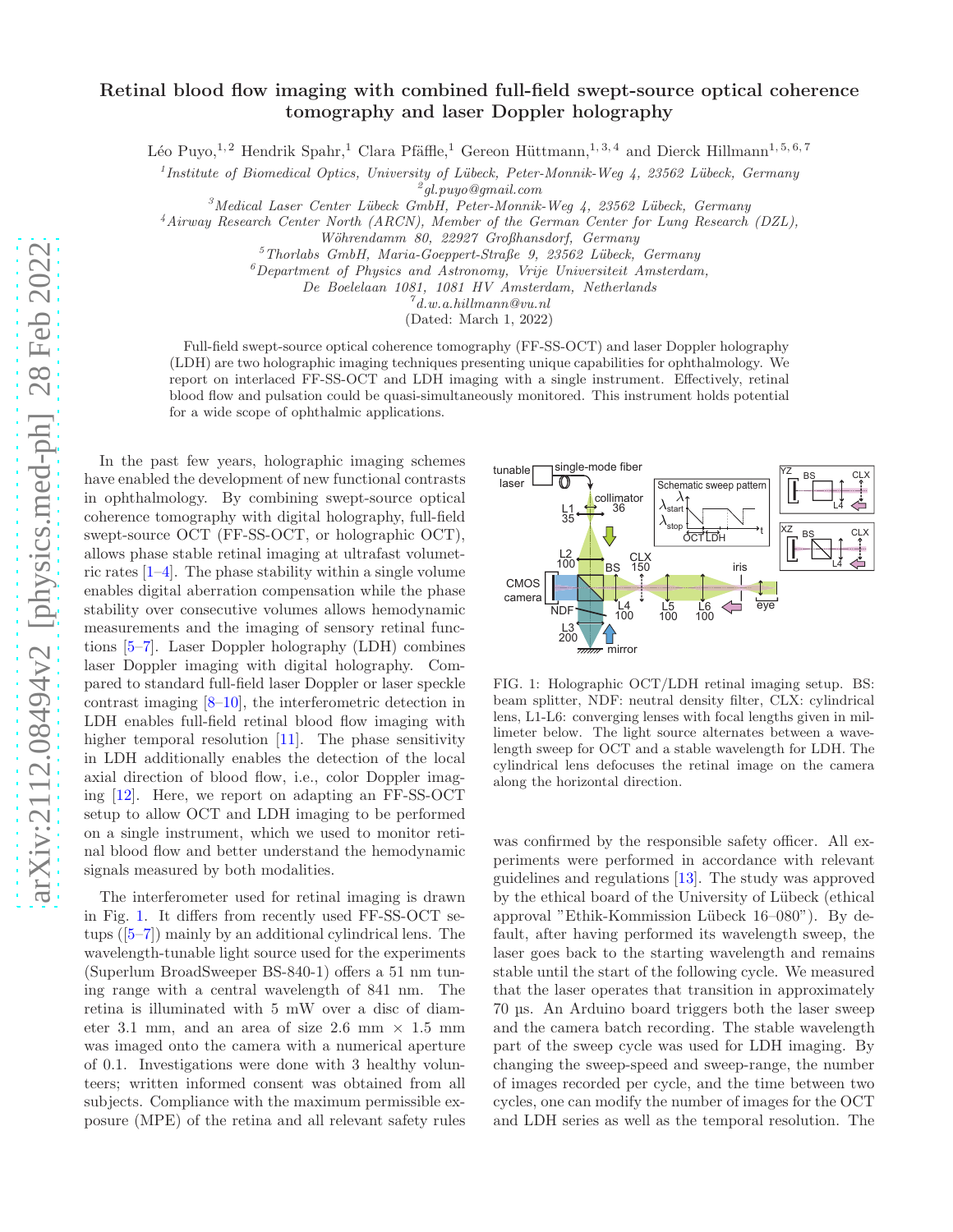# Retinal blood flow imaging with combined full-field swept-source optical coherence tomography and laser Doppler holography

Léo Puyo,[1,2] Hendrik Spahr,[1] Clara Pfäffle,[1] Gereon Hüttmann,[1,3,4] and Dierck Hillmann[1,5,6,7]

[1] *Institute of Biomedical Optics, University of Lübeck, Peter-Monnik-Weg 4, 23562 Lübeck, Germany*

[2] *gl.puyo@gmail.com*

[3] *Medical Laser Center Lübeck GmbH, Peter-Monnik-Weg 4, 23562 Lübeck, Germany*

[4] *Airway Research Center North (ARCN), Member of the German Center for Lung Research (DZL), Wöhrendamm 80, 22927 Großhansdorf, Germany*

[5] *Thorlabs GmbH, Maria-Goeppert-Straße 9, 23562 Lübeck, Germany*

[6] *Department of Physics and Astronomy, Vrije Universiteit Amsterdam, De Boelelaan 1081, 1081 HV Amsterdam, Netherlands*

[7] *d.w.a.hillmann@vu.nl*

(Dated: March 1, 2022)

Full-field swept-source optical coherence tomography (FF-SS-OCT) and laser Doppler holography (LDH) are two holographic imaging techniques presenting unique capabilities for ophthalmology. We report on interlaced FF-SS-OCT and LDH imaging with a single instrument. Effectively, retinal blood flow and pulsation could be quasi-simultaneously monitored. This instrument holds potential for a wide scope of ophthalmic applications.

In the past few years, holographic imaging schemes have enabled the development of new functional contrasts in ophthalmology. By combining swept-source optical coherence tomography with digital holography, full-field swept-source OCT (FF-SS-OCT, or holographic OCT), allows phase stable retinal imaging at ultrafast volumetric rates [1–4]. The phase stability within a single volume enables digital aberration compensation while the phase stability over consecutive volumes allows hemodynamic measurements and the imaging of sensory retinal functions [5–7]. Laser Doppler holography (LDH) combines laser Doppler imaging with digital holography. Compared to standard full-field laser Doppler or laser speckle contrast imaging [8–10], the interferometric detection in LDH enables full-field retinal blood flow imaging with higher temporal resolution [11]. The phase sensitivity in LDH additionally enables the detection of the local axial direction of blood flow, i.e., color Doppler imaging [12]. Here, we report on adapting an FF-SS-OCT setup to allow OCT and LDH imaging to be performed on a single instrument, which we used to monitor retinal blood flow and better understand the hemodynamic signals measured by both modalities.

The interferometer used for retinal imaging is drawn in Fig. 1. It differs from recently used FF-SS-OCT setups ([5–7]) mainly by an additional cylindrical lens. The wavelength-tunable light source used for the experiments (Superlum BroadSweeper BS-840-1) offers a 51 nm tuning range with a central wavelength of 841 nm. The retina is illuminated with 5 mW over a disc of diameter 3.1 mm, and an area of size 2.6 mm × 1.5 mm was imaged onto the camera with a numerical aperture of 0.1. Investigations were done with 3 healthy volunteers; written informed consent was obtained from all subjects. Compliance with the maximum permissible exposure (MPE) of the retina and all relevant safety rules was confirmed by the responsible safety officer. All experiments were performed in accordance with relevant guidelines and regulations [13]. The study was approved by the ethical board of the University of Lübeck (ethical approval "Ethik-Kommission Lübeck 16–080"). By default, after having performed its wavelength sweep, the laser goes back to the starting wavelength and remains stable until the start of the following cycle. We measured that the laser operates that transition in approximately 70 µs. An Arduino board triggers both the laser sweep and the camera batch recording. The stable wavelength part of the sweep cycle was used for LDH imaging. By changing the sweep-speed and sweep-range, the number of images recorded per cycle, and the time between two cycles, one can modify the number of images for the OCT and LDH series as well as the temporal resolution. The

FIG. 1: Holographic OCT/LDH retinal imaging setup. BS: beam splitter, NDF: neutral density filter, CLX: cylindrical lens, L1-L6: converging lenses with focal lengths given in millimeter below. The light source alternates between a wavelength sweep for OCT and a stable wavelength for LDH. The cylindrical lens defocuses the retinal image on the camera along the horizontal direction.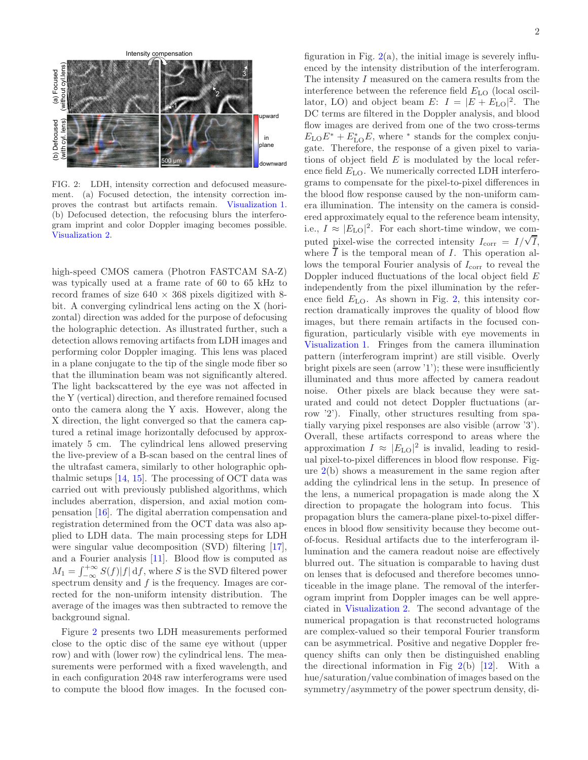FIG. 2: LDH, intensity correction and defocused measurement. (a) Focused detection, the intensity correction improves the contrast but artifacts remain. Visualization 1. (b) Defocused detection, the refocusing blurs the interferogram imprint and color Doppler imaging becomes possible. Visualization 2.

high-speed CMOS camera (Photron FASTCAM SA-Z) was typically used at a frame rate of 60 to 65 kHz to record frames of size 640 × 368 pixels digitized with 8-bit. A converging cylindrical lens acting on the X (horizontal) direction was added for the purpose of defocusing the holographic detection. As illustrated further, such a detection allows removing artifacts from LDH images and performing color Doppler imaging. This lens was placed in a plane conjugate to the tip of the single mode fiber so that the illumination beam was not significantly altered. The light backscattered by the eye was not affected in the Y (vertical) direction, and therefore remained focused onto the camera along the Y axis. However, along the X direction, the light converged so that the camera captured a retinal image horizontally defocused by approximately 5 cm. The cylindrical lens allowed preserving the live-preview of a B-scan based on the central lines of the ultrafast camera, similarly to other holographic ophthalmic setups [14, 15]. The processing of OCT data was carried out with previously published algorithms, which includes aberration, dispersion, and axial motion compensation [16]. The digital aberration compensation and registration determined from the OCT data was also applied to LDH data. The main processing steps for LDH were singular value decomposition (SVD) filtering [17], and a Fourier analysis [11]. Blood flow is computed as $M_1 = \int_{-\infty}^{+\infty} S(f)|f|\,\mathrm{d}f$, where $S$ is the SVD filtered power spectrum density and $f$ is the frequency. Images are corrected for the non-uniform intensity distribution. The average of the images was then subtracted to remove the background signal.

Figure 2 presents two LDH measurements performed close to the optic disc of the same eye without (upper row) and with (lower row) the cylindrical lens. The measurements were performed with a fixed wavelength, and in each configuration 2048 raw interferograms were used to compute the blood flow images. In the focused configuration in Fig. 2(a), the initial image is severely influenced by the intensity distribution of the interferogram. The intensity $I$ measured on the camera results from the interference between the reference field $E_{\mathrm{LO}}$ (local oscillator, LO) and object beam $E$: $I = |E + E_{\mathrm{LO}}|^2$. The DC terms are filtered in the Doppler analysis, and blood flow images are derived from one of the two cross-terms $E_{\mathrm{LO}}E^* + E_{\mathrm{LO}}^*E$, where $^*$ stands for the complex conjugate. Therefore, the response of a given pixel to variations of object field $E$ is modulated by the local reference field $E_{\mathrm{LO}}$. We numerically corrected LDH interferograms to compensate for the pixel-to-pixel differences in the blood flow response caused by the non-uniform camera illumination. The intensity on the camera is considered approximately equal to the reference beam intensity, i.e., $I \approx |E_{\mathrm{LO}}|^2$. For each short-time window, we computed pixel-wise the corrected intensity $I_{\mathrm{corr}} = I/\sqrt{\overline{I}}$, where $\overline{I}$ is the temporal mean of $I$. This operation allows the temporal Fourier analysis of $I_{\mathrm{corr}}$ to reveal the Doppler induced fluctuations of the local object field $E$ independently from the pixel illumination by the reference field $E_{\mathrm{LO}}$. As shown in Fig. 2, this intensity correction dramatically improves the quality of blood flow images, but there remain artifacts in the focused configuration, particularly visible with eye movements in Visualization 1. Fringes from the camera illumination pattern (interferogram imprint) are still visible. Overly bright pixels are seen (arrow '1'); these were insufficiently illuminated and thus more affected by camera readout noise. Other pixels are black because they were saturated and could not detect Doppler fluctuations (arrow '2'). Finally, other structures resulting from spatially varying pixel responses are also visible (arrow '3'). Overall, these artifacts correspond to areas where the approximation $I \approx |E_{\mathrm{LO}}|^2$ is invalid, leading to residual pixel-to-pixel differences in blood flow response. Figure 2(b) shows a measurement in the same region after adding the cylindrical lens in the setup. In presence of the lens, a numerical propagation is made along the X direction to propagate the hologram into focus. This propagation blurs the camera-plane pixel-to-pixel differences in blood flow sensitivity because they become out-of-focus. Residual artifacts due to the interferogram illumination and the camera readout noise are effectively blurred out. The situation is comparable to having dust on lenses that is defocused and therefore becomes unnoticeable in the image plane. The removal of the interferogram imprint from Doppler images can be well appreciated in Visualization 2. The second advantage of the numerical propagation is that reconstructed holograms are complex-valued so their temporal Fourier transform can be asymmetrical. Positive and negative Doppler frequency shifts can only then be distinguished enabling the directional information in Fig 2(b) [12]. With a hue/saturation/value combination of images based on the symmetry/asymmetry of the power spectrum density, di-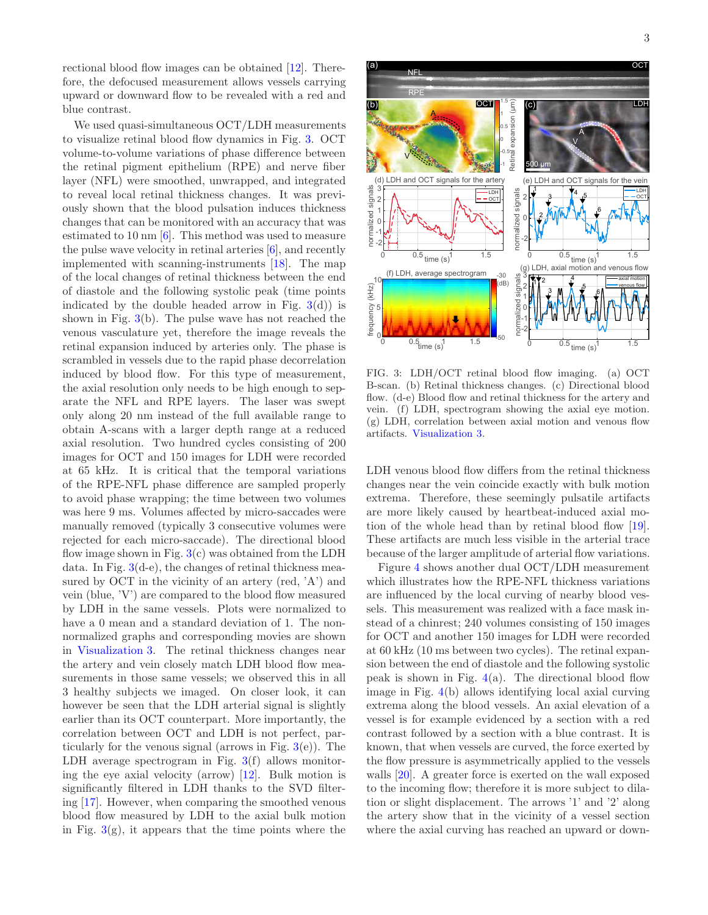rectional blood flow images can be obtained [12]. Therefore, the defocused measurement allows vessels carrying upward or downward flow to be revealed with a red and blue contrast.

We used quasi-simultaneous OCT/LDH measurements to visualize retinal blood flow dynamics in Fig. 3. OCT volume-to-volume variations of phase difference between the retinal pigment epithelium (RPE) and nerve fiber layer (NFL) were smoothed, unwrapped, and integrated to reveal local retinal thickness changes. It was previously shown that the blood pulsation induces thickness changes that can be monitored with an accuracy that was estimated to 10 nm [6]. This method was used to measure the pulse wave velocity in retinal arteries [6], and recently implemented with scanning-instruments [18]. The map of the local changes of retinal thickness between the end of diastole and the following systolic peak (time points indicated by the double headed arrow in Fig. 3(d)) is shown in Fig. 3(b). The pulse wave has not reached the venous vasculature yet, therefore the image reveals the retinal expansion induced by arteries only. The phase is scrambled in vessels due to the rapid phase decorrelation induced by blood flow. For this type of measurement, the axial resolution only needs to be high enough to separate the NFL and RPE layers. The laser was swept only along 20 nm instead of the full available range to obtain A-scans with a larger depth range at a reduced axial resolution. Two hundred cycles consisting of 200 images for OCT and 150 images for LDH were recorded at 65 kHz. It is critical that the temporal variations of the RPE-NFL phase difference are sampled properly to avoid phase wrapping; the time between two volumes was here 9 ms. Volumes affected by micro-saccades were manually removed (typically 3 consecutive volumes were rejected for each micro-saccade). The directional blood flow image shown in Fig. 3(c) was obtained from the LDH data. In Fig. 3(d-e), the changes of retinal thickness measured by OCT in the vicinity of an artery (red, 'A') and vein (blue, 'V') are compared to the blood flow measured by LDH in the same vessels. Plots were normalized to have a 0 mean and a standard deviation of 1. The non-normalized graphs and corresponding movies are shown in Visualization 3. The retinal thickness changes near the artery and vein closely match LDH blood flow measurements in those same vessels; we observed this in all 3 healthy subjects we imaged. On closer look, it can however be seen that the LDH arterial signal is slightly earlier than its OCT counterpart. More importantly, the correlation between OCT and LDH is not perfect, particularly for the venous signal (arrows in Fig. 3(e)). The LDH average spectrogram in Fig. 3(f) allows monitoring the eye axial velocity (arrow) [12]. Bulk motion is significantly filtered in LDH thanks to the SVD filtering [17]. However, when comparing the smoothed venous blood flow measured by LDH to the axial bulk motion in Fig. 3(g), it appears that the time points where the LDH venous blood flow differs from the retinal thickness changes near the vein coincide exactly with bulk motion extrema. Therefore, these seemingly pulsatile artifacts are more likely caused by heartbeat-induced axial motion of the whole head than by retinal blood flow [19]. These artifacts are much less visible in the arterial trace because of the larger amplitude of arterial flow variations.

FIG. 3: LDH/OCT retinal blood flow imaging. (a) OCT B-scan. (b) Retinal thickness changes. (c) Directional blood flow. (d-e) Blood flow and retinal thickness for the artery and vein. (f) LDH, spectrogram showing the axial eye motion. (g) LDH, correlation between axial motion and venous flow artifacts. Visualization 3.

Figure 4 shows another dual OCT/LDH measurement which illustrates how the RPE-NFL thickness variations are influenced by the local curving of nearby blood vessels. This measurement was realized with a face mask instead of a chinrest; 240 volumes consisting of 150 images for OCT and another 150 images for LDH were recorded at 60 kHz (10 ms between two cycles). The retinal expansion between the end of diastole and the following systolic peak is shown in Fig. 4(a). The directional blood flow image in Fig. 4(b) allows identifying local axial curving extrema along the blood vessels. An axial elevation of a vessel is for example evidenced by a section with a red contrast followed by a section with a blue contrast. It is known, that when vessels are curved, the force exerted by the flow pressure is asymmetrically applied to the vessels walls [20]. A greater force is exerted on the wall exposed to the incoming flow; therefore it is more subject to dilation or slight displacement. The arrows '1' and '2' along the artery show that in the vicinity of a vessel section where the axial curving has reached an upward or down-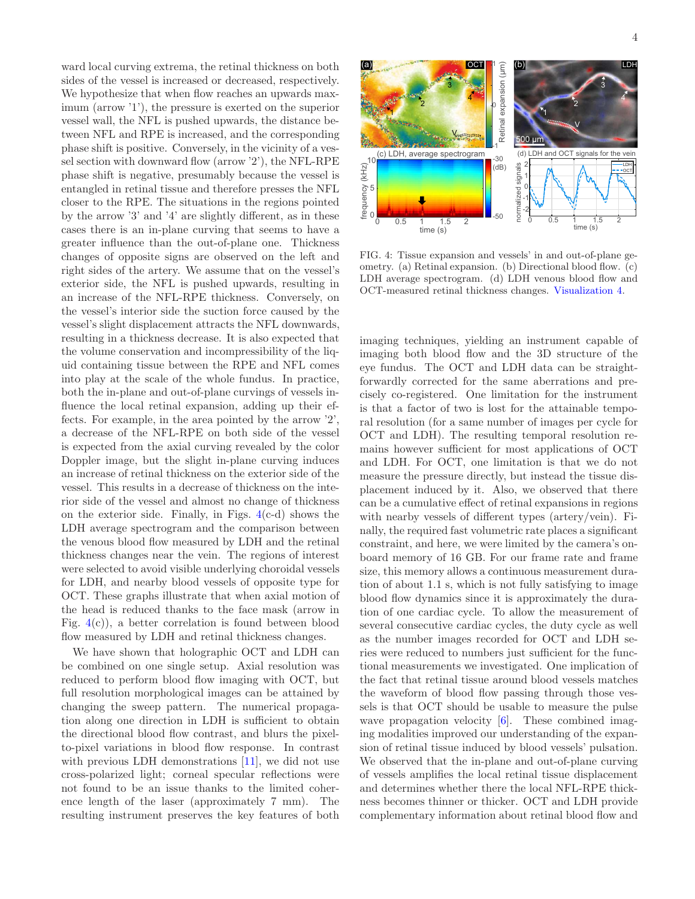ward local curving extrema, the retinal thickness on both sides of the vessel is increased or decreased, respectively. We hypothesize that when flow reaches an upwards maximum (arrow '1'), the pressure is exerted on the superior vessel wall, the NFL is pushed upwards, the distance between NFL and RPE is increased, and the corresponding phase shift is positive. Conversely, in the vicinity of a vessel section with downward flow (arrow '2'), the NFL-RPE phase shift is negative, presumably because the vessel is entangled in retinal tissue and therefore presses the NFL closer to the RPE. The situations in the regions pointed by the arrow '3' and '4' are slightly different, as in these cases there is an in-plane curving that seems to have a greater influence than the out-of-plane one. Thickness changes of opposite signs are observed on the left and right sides of the artery. We assume that on the vessel's exterior side, the NFL is pushed upwards, resulting in an increase of the NFL-RPE thickness. Conversely, on the vessel's interior side the suction force caused by the vessel's slight displacement attracts the NFL downwards, resulting in a thickness decrease. It is also expected that the volume conservation and incompressibility of the liquid containing tissue between the RPE and NFL comes into play at the scale of the whole fundus. In practice, both the in-plane and out-of-plane curvings of vessels influence the local retinal expansion, adding up their effects. For example, in the area pointed by the arrow '2', a decrease of the NFL-RPE on both side of the vessel is expected from the axial curving revealed by the color Doppler image, but the slight in-plane curving induces an increase of retinal thickness on the exterior side of the vessel. This results in a decrease of thickness on the interior side of the vessel and almost no change of thickness on the exterior side. Finally, in Figs. 4(c-d) shows the LDH average spectrogram and the comparison between the venous blood flow measured by LDH and the retinal thickness changes near the vein. The regions of interest were selected to avoid visible underlying choroidal vessels for LDH, and nearby blood vessels of opposite type for OCT. These graphs illustrate that when axial motion of the head is reduced thanks to the face mask (arrow in Fig. 4(c)), a better correlation is found between blood flow measured by LDH and retinal thickness changes.

We have shown that holographic OCT and LDH can be combined on one single setup. Axial resolution was reduced to perform blood flow imaging with OCT, but full resolution morphological images can be attained by changing the sweep pattern. The numerical propagation along one direction in LDH is sufficient to obtain the directional blood flow contrast, and blurs the pixel-to-pixel variations in blood flow response. In contrast with previous LDH demonstrations [11], we did not use cross-polarized light; corneal specular reflections were not found to be an issue thanks to the limited coherence length of the laser (approximately 7 mm). The resulting instrument preserves the key features of both imaging techniques, yielding an instrument capable of imaging both blood flow and the 3D structure of the eye fundus. The OCT and LDH data can be straightforwardly corrected for the same aberrations and precisely co-registered. One limitation for the instrument is that a factor of two is lost for the attainable temporal resolution (for a same number of images per cycle for OCT and LDH). The resulting temporal resolution remains however sufficient for most applications of OCT and LDH. For OCT, one limitation is that we do not measure the pressure directly, but instead the tissue displacement induced by it. Also, we observed that there can be a cumulative effect of retinal expansions in regions with nearby vessels of different types (artery/vein). Finally, the required fast volumetric rate places a significant constraint, and here, we were limited by the camera's on-board memory of 16 GB. For our frame rate and frame size, this memory allows a continuous measurement duration of about 1.1 s, which is not fully satisfying to image blood flow dynamics since it is approximately the duration of one cardiac cycle. To allow the measurement of several consecutive cardiac cycles, the duty cycle as well as the number images recorded for OCT and LDH series were reduced to numbers just sufficient for the functional measurements we investigated. One implication of the fact that retinal tissue around blood vessels matches the waveform of blood flow passing through those vessels is that OCT should be usable to measure the pulse wave propagation velocity [6]. These combined imaging modalities improved our understanding of the expansion of retinal tissue induced by blood vessels' pulsation. We observed that the in-plane and out-of-plane curving of vessels amplifies the local retinal tissue displacement and determines whether there the local NFL-RPE thickness becomes thinner or thicker. OCT and LDH provide complementary information about retinal blood flow and

FIG. 4: Tissue expansion and vessels' in and out-of-plane geometry. (a) Retinal expansion. (b) Directional blood flow. (c) LDH average spectrogram. (d) LDH venous blood flow and OCT-measured retinal thickness changes. Visualization 4.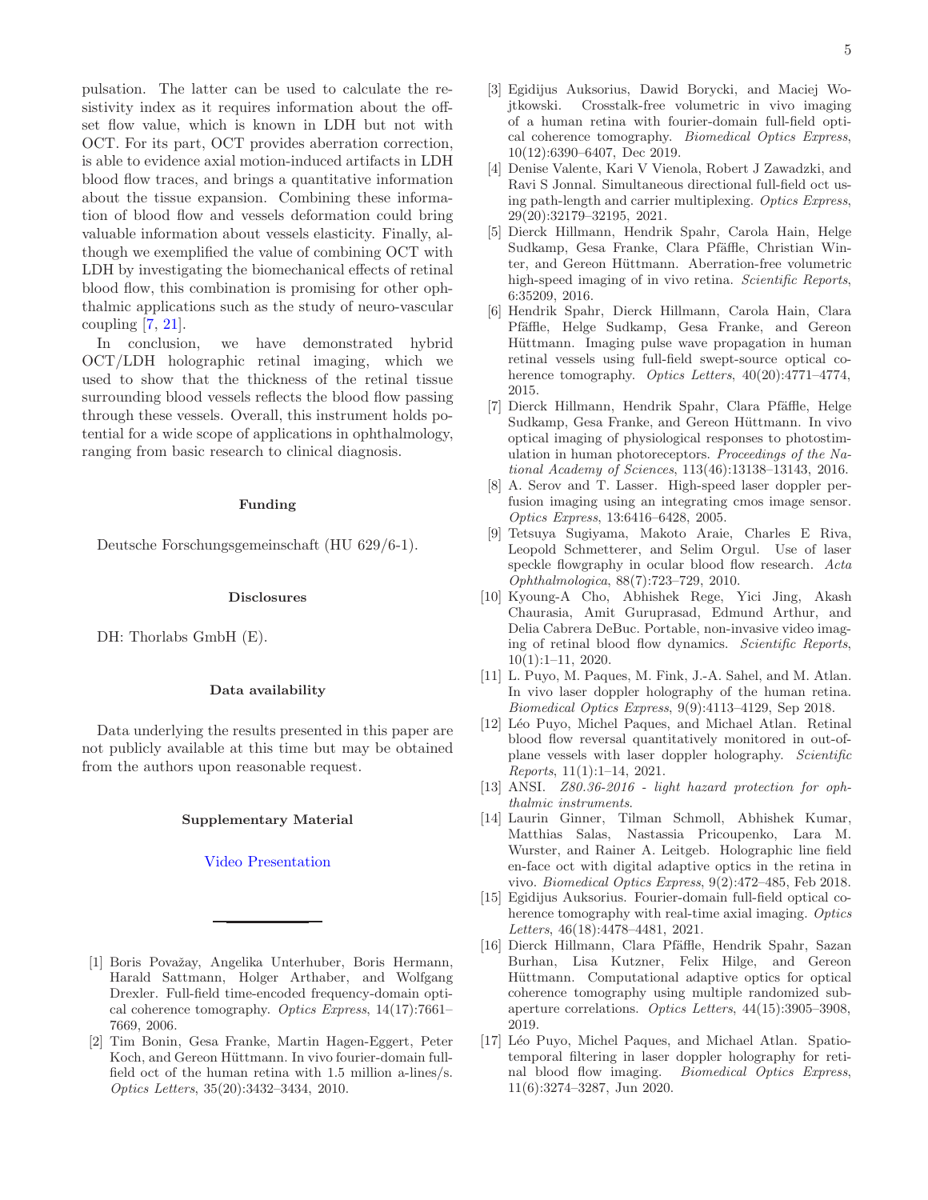pulsation. The latter can be used to calculate the resistivity index as it requires information about the offset flow value, which is known in LDH but not with OCT. For its part, OCT provides aberration correction, is able to evidence axial motion-induced artifacts in LDH blood flow traces, and brings a quantitative information about the tissue expansion. Combining these information of blood flow and vessels deformation could bring valuable information about vessels elasticity. Finally, although we exemplified the value of combining OCT with LDH by investigating the biomechanical effects of retinal blood flow, this combination is promising for other ophthalmic applications such as the study of neuro-vascular coupling [7, 21].

In conclusion, we have demonstrated hybrid OCT/LDH holographic retinal imaging, which we used to show that the thickness of the retinal tissue surrounding blood vessels reflects the blood flow passing through these vessels. Overall, this instrument holds potential for a wide scope of applications in ophthalmology, ranging from basic research to clinical diagnosis.

### Funding

Deutsche Forschungsgemeinschaft (HU 629/6-1).

### Disclosures

DH: Thorlabs GmbH (E).

### Data availability

Data underlying the results presented in this paper are not publicly available at this time but may be obtained from the authors upon reasonable request.

### Supplementary Material

Video Presentation

---

[1] Boris Považay, Angelika Unterhuber, Boris Hermann, Harald Sattmann, Holger Arthaber, and Wolfgang Drexler. Full-field time-encoded frequency-domain optical coherence tomography. *Optics Express*, 14(17):7661–7669, 2006.

[2] Tim Bonin, Gesa Franke, Martin Hagen-Eggert, Peter Koch, and Gereon Hüttmann. In vivo fourier-domain full-field oct of the human retina with 1.5 million a-lines/s. *Optics Letters*, 35(20):3432–3434, 2010.

[3] Egidijus Auksorius, Dawid Borycki, and Maciej Wojtkowski. Crosstalk-free volumetric in vivo imaging of a human retina with fourier-domain full-field optical coherence tomography. *Biomedical Optics Express*, 10(12):6390–6407, Dec 2019.

[4] Denise Valente, Kari V Vienola, Robert J Zawadzki, and Ravi S Jonnal. Simultaneous directional full-field oct using path-length and carrier multiplexing. *Optics Express*, 29(20):32179–32195, 2021.

[5] Dierck Hillmann, Hendrik Spahr, Carola Hain, Helge Sudkamp, Gesa Franke, Clara Pfäffle, Christian Winter, and Gereon Hüttmann. Aberration-free volumetric high-speed imaging of in vivo retina. *Scientific Reports*, 6:35209, 2016.

[6] Hendrik Spahr, Dierck Hillmann, Carola Hain, Clara Pfäffle, Helge Sudkamp, Gesa Franke, and Gereon Hüttmann. Imaging pulse wave propagation in human retinal vessels using full-field swept-source optical coherence tomography. *Optics Letters*, 40(20):4771–4774, 2015.

[7] Dierck Hillmann, Hendrik Spahr, Clara Pfäffle, Helge Sudkamp, Gesa Franke, and Gereon Hüttmann. In vivo optical imaging of physiological responses to photostimulation in human photoreceptors. *Proceedings of the National Academy of Sciences*, 113(46):13138–13143, 2016.

[8] A. Serov and T. Lasser. High-speed laser doppler perfusion imaging using an integrating cmos image sensor. *Optics Express*, 13:6416–6428, 2005.

[9] Tetsuya Sugiyama, Makoto Araie, Charles E Riva, Leopold Schmetterer, and Selim Orgul. Use of laser speckle flowgraphy in ocular blood flow research. *Acta Ophthalmologica*, 88(7):723–729, 2010.

[10] Kyoung-A Cho, Abhishek Rege, Yici Jing, Akash Chaurasia, Amit Guruprasad, Edmund Arthur, and Delia Cabrera DeBuc. Portable, non-invasive video imaging of retinal blood flow dynamics. *Scientific Reports*, 10(1):1–11, 2020.

[11] L. Puyo, M. Paques, M. Fink, J.-A. Sahel, and M. Atlan. In vivo laser doppler holography of the human retina. *Biomedical Optics Express*, 9(9):4113–4129, Sep 2018.

[12] Léo Puyo, Michel Paques, and Michael Atlan. Retinal blood flow reversal quantitatively monitored in out-of-plane vessels with laser doppler holography. *Scientific Reports*, 11(1):1–14, 2021.

[13] ANSI. *Z80.36-2016 - light hazard protection for ophthalmic instruments*.

[14] Laurin Ginner, Tilman Schmoll, Abhishek Kumar, Matthias Salas, Nastassia Pricoupenko, Lara M. Wurster, and Rainer A. Leitgeb. Holographic line field en-face oct with digital adaptive optics in the retina in vivo. *Biomedical Optics Express*, 9(2):472–485, Feb 2018.

[15] Egidijus Auksorius. Fourier-domain full-field optical coherence tomography with real-time axial imaging. *Optics Letters*, 46(18):4478–4481, 2021.

[16] Dierck Hillmann, Clara Pfäffle, Hendrik Spahr, Sazan Burhan, Lisa Kutzner, Felix Hilge, and Gereon Hüttmann. Computational adaptive optics for optical coherence tomography using multiple randomized subaperture correlations. *Optics Letters*, 44(15):3905–3908, 2019.

[17] Léo Puyo, Michel Paques, and Michael Atlan. Spatio-temporal filtering in laser doppler holography for retinal blood flow imaging. *Biomedical Optics Express*, 11(6):3274–3287, Jun 2020.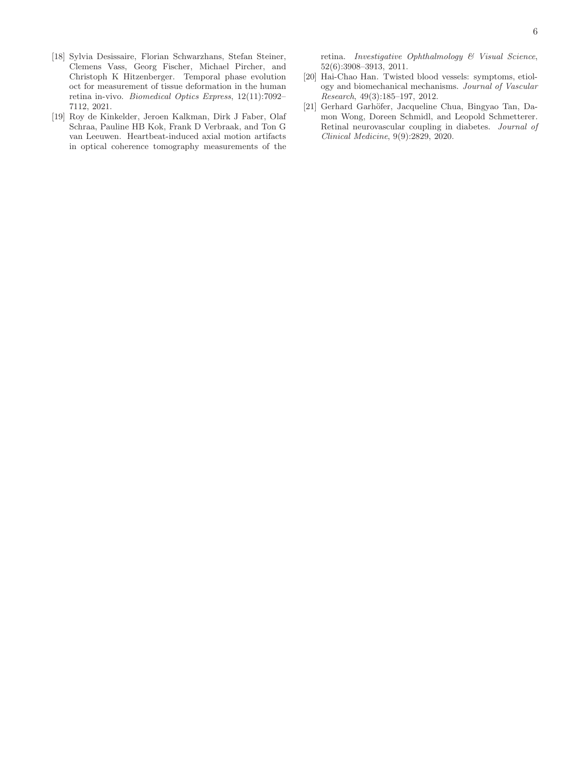[18] Sylvia Desissaire, Florian Schwarzhans, Stefan Steiner, Clemens Vass, Georg Fischer, Michael Pircher, and Christoph K Hitzenberger. Temporal phase evolution oct for measurement of tissue deformation in the human retina in-vivo. *Biomedical Optics Express*, 12(11):7092–7112, 2021.

[19] Roy de Kinkelder, Jeroen Kalkman, Dirk J Faber, Olaf Schraa, Pauline HB Kok, Frank D Verbraak, and Ton G van Leeuwen. Heartbeat-induced axial motion artifacts in optical coherence tomography measurements of the retina. *Investigative Ophthalmology & Visual Science*, 52(6):3908–3913, 2011.

[20] Hai-Chao Han. Twisted blood vessels: symptoms, etiology and biomechanical mechanisms. *Journal of Vascular Research*, 49(3):185–197, 2012.

[21] Gerhard Garhöfer, Jacqueline Chua, Bingyao Tan, Damon Wong, Doreen Schmidl, and Leopold Schmetterer. Retinal neurovascular coupling in diabetes. *Journal of Clinical Medicine*, 9(9):2829, 2020.